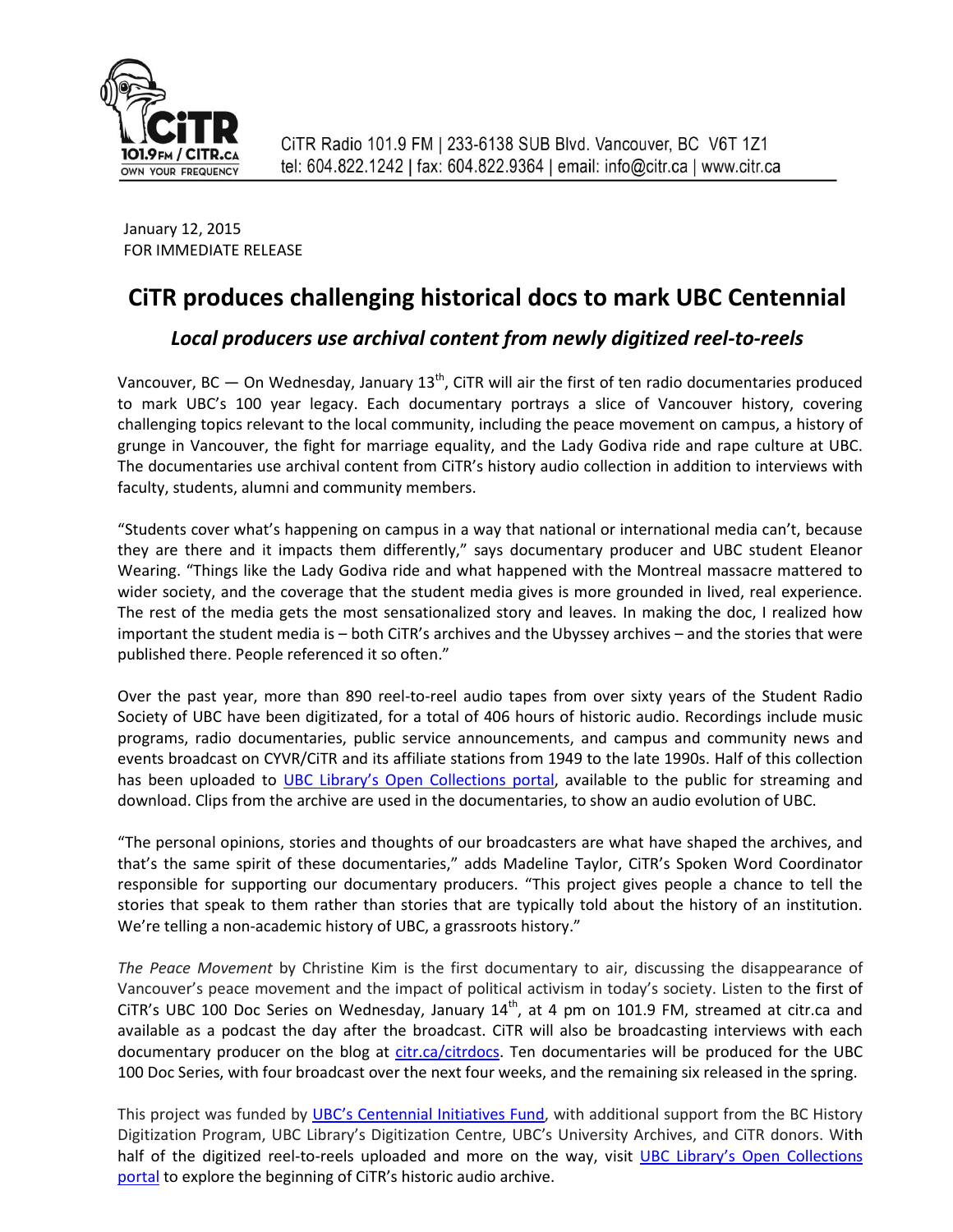CiTR Radio 101.9 FM | 233-6138 SUB Blvd. Vancouver, BC V6T 1Z1
tel: 604.822.1242 | fax: 604.822.9364 | email: info@citr.ca | www.citr.ca

January 12, 2015
FOR IMMEDIATE RELEASE

# CiTR produces challenging historical docs to mark UBC Centennial

## *Local producers use archival content from newly digitized reel-to-reels*

Vancouver, BC — On Wednesday, January 13th, CiTR will air the first of ten radio documentaries produced to mark UBC's 100 year legacy. Each documentary portrays a slice of Vancouver history, covering challenging topics relevant to the local community, including the peace movement on campus, a history of grunge in Vancouver, the fight for marriage equality, and the Lady Godiva ride and rape culture at UBC. The documentaries use archival content from CiTR's history audio collection in addition to interviews with faculty, students, alumni and community members.

"Students cover what's happening on campus in a way that national or international media can't, because they are there and it impacts them differently," says documentary producer and UBC student Eleanor Wearing. "Things like the Lady Godiva ride and what happened with the Montreal massacre mattered to wider society, and the coverage that the student media gives is more grounded in lived, real experience. The rest of the media gets the most sensationalized story and leaves. In making the doc, I realized how important the student media is – both CiTR's archives and the Ubyssey archives – and the stories that were published there. People referenced it so often."

Over the past year, more than 890 reel-to-reel audio tapes from over sixty years of the Student Radio Society of UBC have been digitizated, for a total of 406 hours of historic audio. Recordings include music programs, radio documentaries, public service announcements, and campus and community news and events broadcast on CYVR/CiTR and its affiliate stations from 1949 to the late 1990s. Half of this collection has been uploaded to UBC Library's Open Collections portal, available to the public for streaming and download. Clips from the archive are used in the documentaries, to show an audio evolution of UBC.

"The personal opinions, stories and thoughts of our broadcasters are what have shaped the archives, and that's the same spirit of these documentaries," adds Madeline Taylor, CiTR's Spoken Word Coordinator responsible for supporting our documentary producers. "This project gives people a chance to tell the stories that speak to them rather than stories that are typically told about the history of an institution. We're telling a non-academic history of UBC, a grassroots history."

*The Peace Movement* by Christine Kim is the first documentary to air, discussing the disappearance of Vancouver's peace movement and the impact of political activism in today's society. Listen to the first of CiTR's UBC 100 Doc Series on Wednesday, January 14th, at 4 pm on 101.9 FM, streamed at citr.ca and available as a podcast the day after the broadcast. CiTR will also be broadcasting interviews with each documentary producer on the blog at citr.ca/citrdocs. Ten documentaries will be produced for the UBC 100 Doc Series, with four broadcast over the next four weeks, and the remaining six released in the spring.

This project was funded by UBC's Centennial Initiatives Fund, with additional support from the BC History Digitization Program, UBC Library's Digitization Centre, UBC's University Archives, and CiTR donors. With half of the digitized reel-to-reels uploaded and more on the way, visit UBC Library's Open Collections portal to explore the beginning of CiTR's historic audio archive.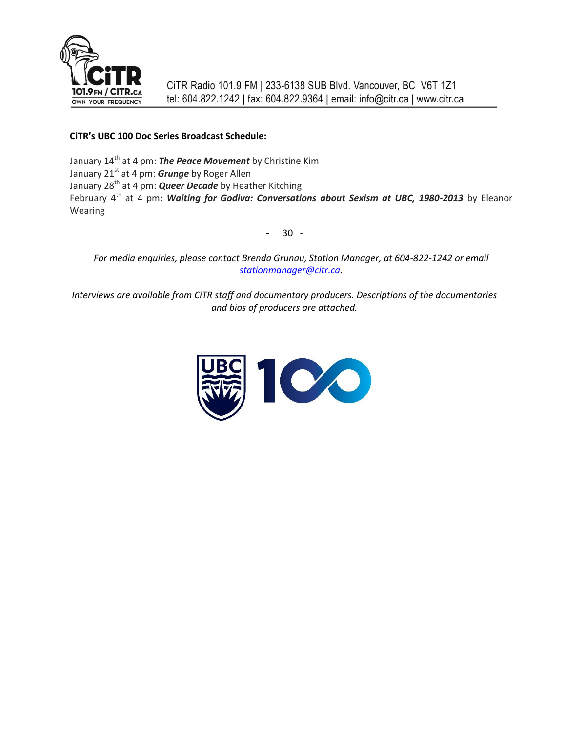CiTR Radio 101.9 FM | 233-6138 SUB Blvd. Vancouver, BC V6T 1Z1
tel: 604.822.1242 | fax: 604.822.9364 | email: info@citr.ca | www.citr.ca

**CiTR's UBC 100 Doc Series Broadcast Schedule:**

January 14th at 4 pm: ***The Peace Movement*** by Christine Kim
January 21st at 4 pm: ***Grunge*** by Roger Allen
January 28th at 4 pm: ***Queer Decade*** by Heather Kitching
February 4th at 4 pm: ***Waiting for Godiva: Conversations about Sexism at UBC, 1980-2013*** by Eleanor Wearing

\- 30 -

*For media enquiries, please contact Brenda Grunau, Station Manager, at 604-822-1242 or email stationmanager@citr.ca.*

*Interviews are available from CiTR staff and documentary producers. Descriptions of the documentaries and bios of producers are attached.*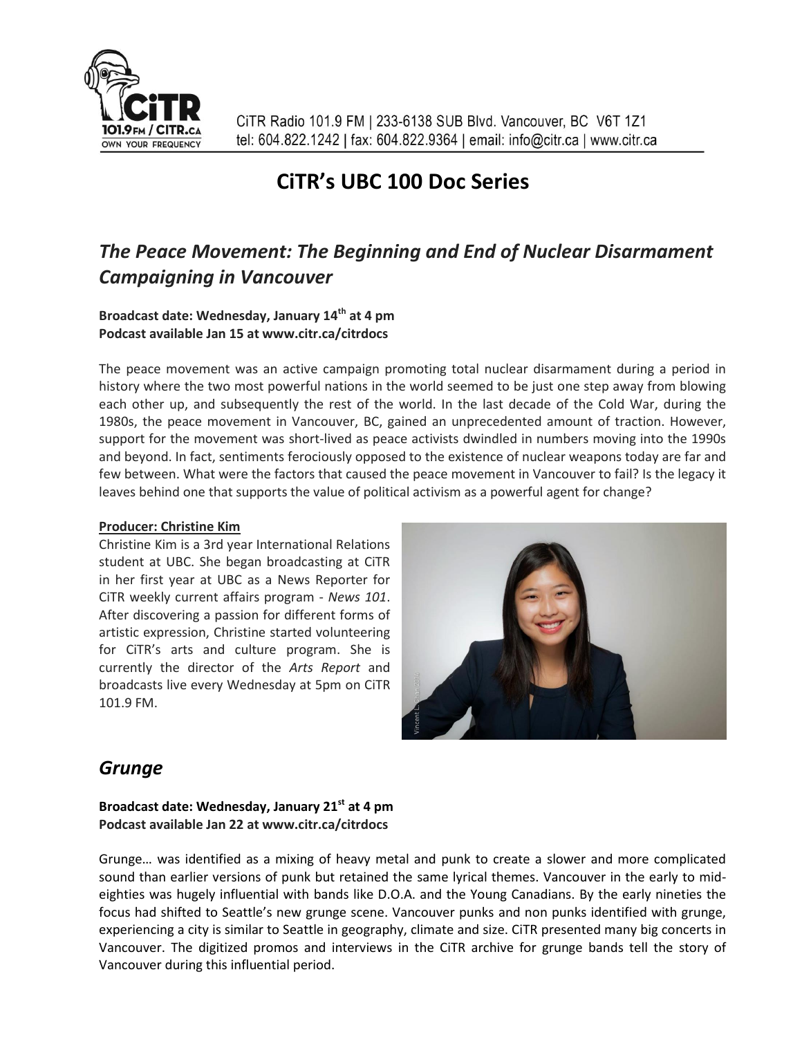CiTR Radio 101.9 FM | 233-6138 SUB Blvd. Vancouver, BC V6T 1Z1
tel: 604.822.1242 | fax: 604.822.9364 | email: info@citr.ca | www.citr.ca

# CiTR's UBC 100 Doc Series

## *The Peace Movement: The Beginning and End of Nuclear Disarmament Campaigning in Vancouver*

**Broadcast date: Wednesday, January 14th at 4 pm**
**Podcast available Jan 15 at www.citr.ca/citrdocs**

The peace movement was an active campaign promoting total nuclear disarmament during a period in history where the two most powerful nations in the world seemed to be just one step away from blowing each other up, and subsequently the rest of the world. In the last decade of the Cold War, during the 1980s, the peace movement in Vancouver, BC, gained an unprecedented amount of traction. However, support for the movement was short-lived as peace activists dwindled in numbers moving into the 1990s and beyond. In fact, sentiments ferociously opposed to the existence of nuclear weapons today are far and few between. What were the factors that caused the peace movement in Vancouver to fail? Is the legacy it leaves behind one that supports the value of political activism as a powerful agent for change?

**Producer: Christine Kim**

Christine Kim is a 3rd year International Relations student at UBC. She began broadcasting at CiTR in her first year at UBC as a News Reporter for CiTR weekly current affairs program - *News 101*. After discovering a passion for different forms of artistic expression, Christine started volunteering for CiTR's arts and culture program. She is currently the director of the *Arts Report* and broadcasts live every Wednesday at 5pm on CiTR 101.9 FM.

## *Grunge*

**Broadcast date: Wednesday, January 21st at 4 pm**
**Podcast available Jan 22 at www.citr.ca/citrdocs**

Grunge… was identified as a mixing of heavy metal and punk to create a slower and more complicated sound than earlier versions of punk but retained the same lyrical themes. Vancouver in the early to mid-eighties was hugely influential with bands like D.O.A. and the Young Canadians. By the early nineties the focus had shifted to Seattle's new grunge scene. Vancouver punks and non punks identified with grunge, experiencing a city is similar to Seattle in geography, climate and size. CiTR presented many big concerts in Vancouver. The digitized promos and interviews in the CiTR archive for grunge bands tell the story of Vancouver during this influential period.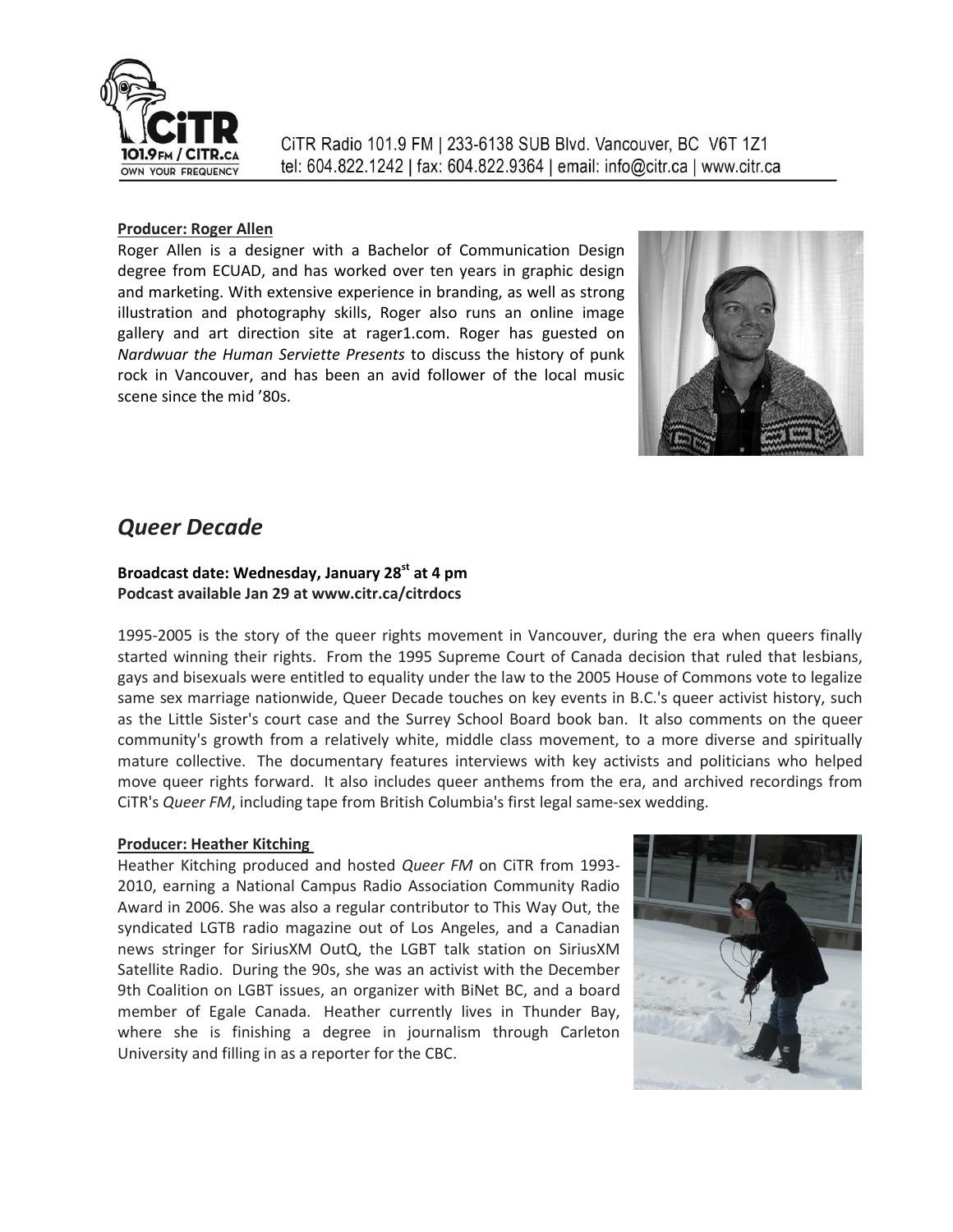CiTR Radio 101.9 FM | 233-6138 SUB Blvd. Vancouver, BC V6T 1Z1
tel: 604.822.1242 | fax: 604.822.9364 | email: info@citr.ca | www.citr.ca

**Producer: Roger Allen**

Roger Allen is a designer with a Bachelor of Communication Design degree from ECUAD, and has worked over ten years in graphic design and marketing. With extensive experience in branding, as well as strong illustration and photography skills, Roger also runs an online image gallery and art direction site at rager1.com. Roger has guested on *Nardwuar the Human Serviette Presents* to discuss the history of punk rock in Vancouver, and has been an avid follower of the local music scene since the mid '80s.

## *Queer Decade*

**Broadcast date: Wednesday, January 28st at 4 pm**
**Podcast available Jan 29 at www.citr.ca/citrdocs**

1995-2005 is the story of the queer rights movement in Vancouver, during the era when queers finally started winning their rights. From the 1995 Supreme Court of Canada decision that ruled that lesbians, gays and bisexuals were entitled to equality under the law to the 2005 House of Commons vote to legalize same sex marriage nationwide, Queer Decade touches on key events in B.C.'s queer activist history, such as the Little Sister's court case and the Surrey School Board book ban. It also comments on the queer community's growth from a relatively white, middle class movement, to a more diverse and spiritually mature collective. The documentary features interviews with key activists and politicians who helped move queer rights forward. It also includes queer anthems from the era, and archived recordings from CiTR's *Queer FM*, including tape from British Columbia's first legal same-sex wedding.

**Producer: Heather Kitching**

Heather Kitching produced and hosted *Queer FM* on CiTR from 1993-2010, earning a National Campus Radio Association Community Radio Award in 2006. She was also a regular contributor to This Way Out, the syndicated LGTB radio magazine out of Los Angeles, and a Canadian news stringer for SiriusXM OutQ, the LGBT talk station on SiriusXM Satellite Radio. During the 90s, she was an activist with the December 9th Coalition on LGBT issues, an organizer with BiNet BC, and a board member of Egale Canada. Heather currently lives in Thunder Bay, where she is finishing a degree in journalism through Carleton University and filling in as a reporter for the CBC.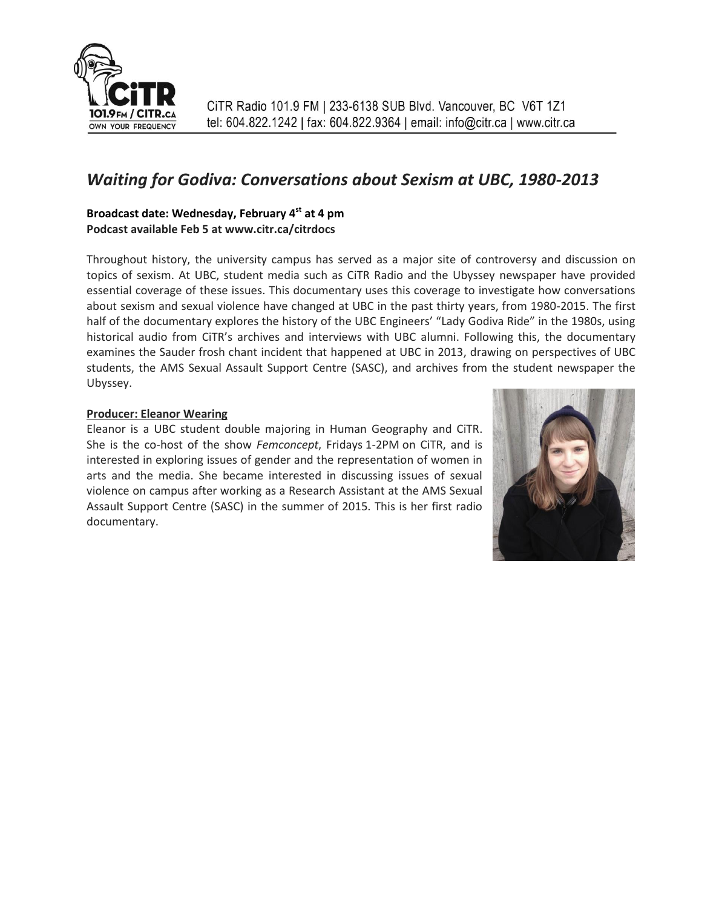CiTR Radio 101.9 FM | 233-6138 SUB Blvd. Vancouver, BC V6T 1Z1
tel: 604.822.1242 | fax: 604.822.9364 | email: info@citr.ca | www.citr.ca

## *Waiting for Godiva: Conversations about Sexism at UBC, 1980-2013*

**Broadcast date: Wednesday, February 4st at 4 pm**
**Podcast available Feb 5 at www.citr.ca/citrdocs**

Throughout history, the university campus has served as a major site of controversy and discussion on topics of sexism. At UBC, student media such as CiTR Radio and the Ubyssey newspaper have provided essential coverage of these issues. This documentary uses this coverage to investigate how conversations about sexism and sexual violence have changed at UBC in the past thirty years, from 1980-2015. The first half of the documentary explores the history of the UBC Engineers' "Lady Godiva Ride" in the 1980s, using historical audio from CiTR's archives and interviews with UBC alumni. Following this, the documentary examines the Sauder frosh chant incident that happened at UBC in 2013, drawing on perspectives of UBC students, the AMS Sexual Assault Support Centre (SASC), and archives from the student newspaper the Ubyssey.

**Producer: Eleanor Wearing**

Eleanor is a UBC student double majoring in Human Geography and CiTR. She is the co-host of the show *Femconcept*, Fridays 1-2PM on CiTR, and is interested in exploring issues of gender and the representation of women in arts and the media. She became interested in discussing issues of sexual violence on campus after working as a Research Assistant at the AMS Sexual Assault Support Centre (SASC) in the summer of 2015. This is her first radio documentary.